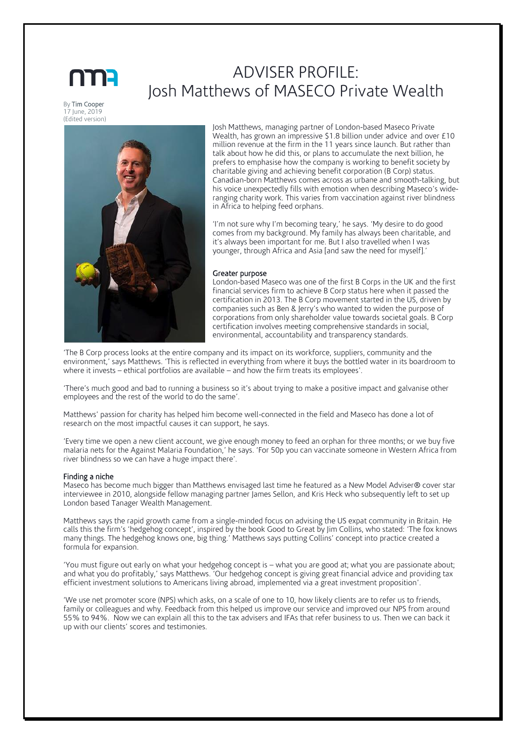# ADVISER PROFILE: Josh Matthews of MASECO Private Wealth

By Tim Cooper
17 June, 2019
(Edited version)

Josh Matthews, managing partner of London-based Maseco Private Wealth, has grown an impressive $1.8 billion under advice and over £10 million revenue at the firm in the 11 years since launch. But rather than talk about how he did this, or plans to accumulate the next billion, he prefers to emphasise how the company is working to benefit society by charitable giving and achieving benefit corporation (B Corp) status. Canadian-born Matthews comes across as urbane and smooth-talking, but his voice unexpectedly fills with emotion when describing Maseco's wide-ranging charity work. This varies from vaccination against river blindness in Africa to helping feed orphans.

'I'm not sure why I'm becoming teary,' he says. 'My desire to do good comes from my background. My family has always been charitable, and it's always been important for me. But I also travelled when I was younger, through Africa and Asia [and saw the need for myself].'

## Greater purpose

London-based Maseco was one of the first B Corps in the UK and the first financial services firm to achieve B Corp status here when it passed the certification in 2013. The B Corp movement started in the US, driven by companies such as Ben & Jerry's who wanted to widen the purpose of corporations from only shareholder value towards societal goals. B Corp certification involves meeting comprehensive standards in social, environmental, accountability and transparency standards.

'The B Corp process looks at the entire company and its impact on its workforce, suppliers, community and the environment,' says Matthews. 'This is reflected in everything from where it buys the bottled water in its boardroom to where it invests – ethical portfolios are available – and how the firm treats its employees'.

'There's much good and bad to running a business so it's about trying to make a positive impact and galvanise other employees and the rest of the world to do the same'.

Matthews' passion for charity has helped him become well-connected in the field and Maseco has done a lot of research on the most impactful causes it can support, he says.

'Every time we open a new client account, we give enough money to feed an orphan for three months; or we buy five malaria nets for the Against Malaria Foundation,' he says. 'For 50p you can vaccinate someone in Western Africa from river blindness so we can have a huge impact there'.

## Finding a niche

Maseco has become much bigger than Matthews envisaged last time he featured as a New Model Adviser® cover star interviewee in 2010, alongside fellow managing partner James Sellon, and Kris Heck who subsequently left to set up London based Tanager Wealth Management.

Matthews says the rapid growth came from a single-minded focus on advising the US expat community in Britain. He calls this the firm's 'hedgehog concept', inspired by the book Good to Great by Jim Collins, who stated: 'The fox knows many things. The hedgehog knows one, big thing.' Matthews says putting Collins' concept into practice created a formula for expansion.

'You must figure out early on what your hedgehog concept is – what you are good at; what you are passionate about; and what you do profitably,' says Matthews. 'Our hedgehog concept is giving great financial advice and providing tax efficient investment solutions to Americans living abroad, implemented via a great investment proposition'.

'We use net promoter score (NPS) which asks, on a scale of one to 10, how likely clients are to refer us to friends, family or colleagues and why. Feedback from this helped us improve our service and improved our NPS from around 55% to 94%. Now we can explain all this to the tax advisers and IFAs that refer business to us. Then we can back it up with our clients' scores and testimonies.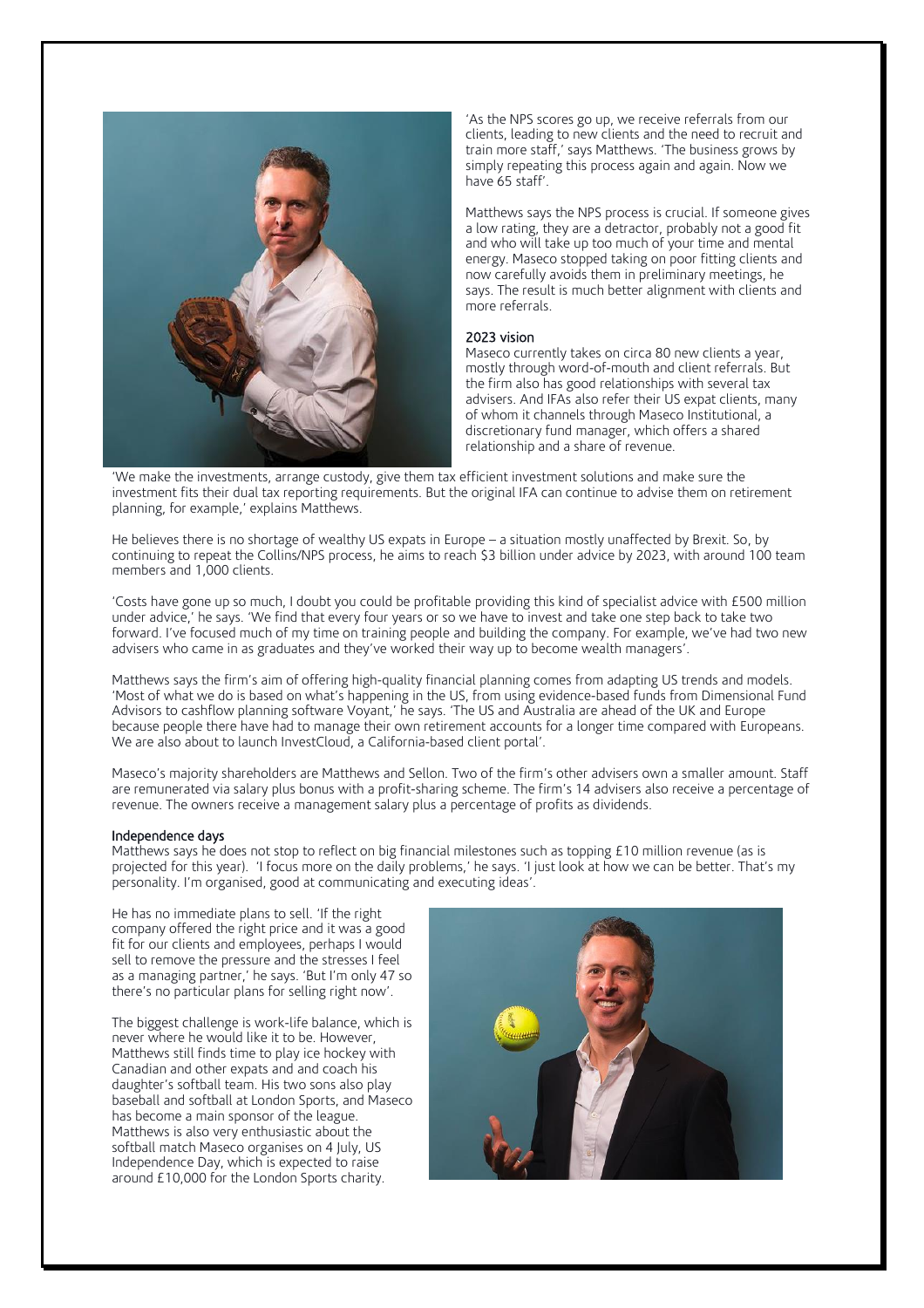'As the NPS scores go up, we receive referrals from our clients, leading to new clients and the need to recruit and train more staff,' says Matthews. 'The business grows by simply repeating this process again and again. Now we have 65 staff'.

Matthews says the NPS process is crucial. If someone gives a low rating, they are a detractor, probably not a good fit and who will take up too much of your time and mental energy. Maseco stopped taking on poor fitting clients and now carefully avoids them in preliminary meetings, he says. The result is much better alignment with clients and more referrals.

### 2023 vision

Maseco currently takes on circa 80 new clients a year, mostly through word-of-mouth and client referrals. But the firm also has good relationships with several tax advisers. And IFAs also refer their US expat clients, many of whom it channels through Maseco Institutional, a discretionary fund manager, which offers a shared relationship and a share of revenue.

'We make the investments, arrange custody, give them tax efficient investment solutions and make sure the investment fits their dual tax reporting requirements. But the original IFA can continue to advise them on retirement planning, for example,' explains Matthews.

He believes there is no shortage of wealthy US expats in Europe – a situation mostly unaffected by Brexit. So, by continuing to repeat the Collins/NPS process, he aims to reach $3 billion under advice by 2023, with around 100 team members and 1,000 clients.

'Costs have gone up so much, I doubt you could be profitable providing this kind of specialist advice with £500 million under advice,' he says. 'We find that every four years or so we have to invest and take one step back to take two forward. I've focused much of my time on training people and building the company. For example, we've had two new advisers who came in as graduates and they've worked their way up to become wealth managers'.

Matthews says the firm's aim of offering high-quality financial planning comes from adapting US trends and models. 'Most of what we do is based on what's happening in the US, from using evidence-based funds from Dimensional Fund Advisors to cashflow planning software Voyant,' he says. 'The US and Australia are ahead of the UK and Europe because people there have had to manage their own retirement accounts for a longer time compared with Europeans. We are also about to launch InvestCloud, a California-based client portal'.

Maseco's majority shareholders are Matthews and Sellon. Two of the firm's other advisers own a smaller amount. Staff are remunerated via salary plus bonus with a profit-sharing scheme. The firm's 14 advisers also receive a percentage of revenue. The owners receive a management salary plus a percentage of profits as dividends.

### Independence days

Matthews says he does not stop to reflect on big financial milestones such as topping £10 million revenue (as is projected for this year). 'I focus more on the daily problems,' he says. 'I just look at how we can be better. That's my personality. I'm organised, good at communicating and executing ideas'.

He has no immediate plans to sell. 'If the right company offered the right price and it was a good fit for our clients and employees, perhaps I would sell to remove the pressure and the stresses I feel as a managing partner,' he says. 'But I'm only 47 so there's no particular plans for selling right now'.

The biggest challenge is work-life balance, which is never where he would like it to be. However, Matthews still finds time to play ice hockey with Canadian and other expats and and coach his daughter's softball team. His two sons also play baseball and softball at London Sports, and Maseco has become a main sponsor of the league. Matthews is also very enthusiastic about the softball match Maseco organises on 4 July, US Independence Day, which is expected to raise around £10,000 for the London Sports charity.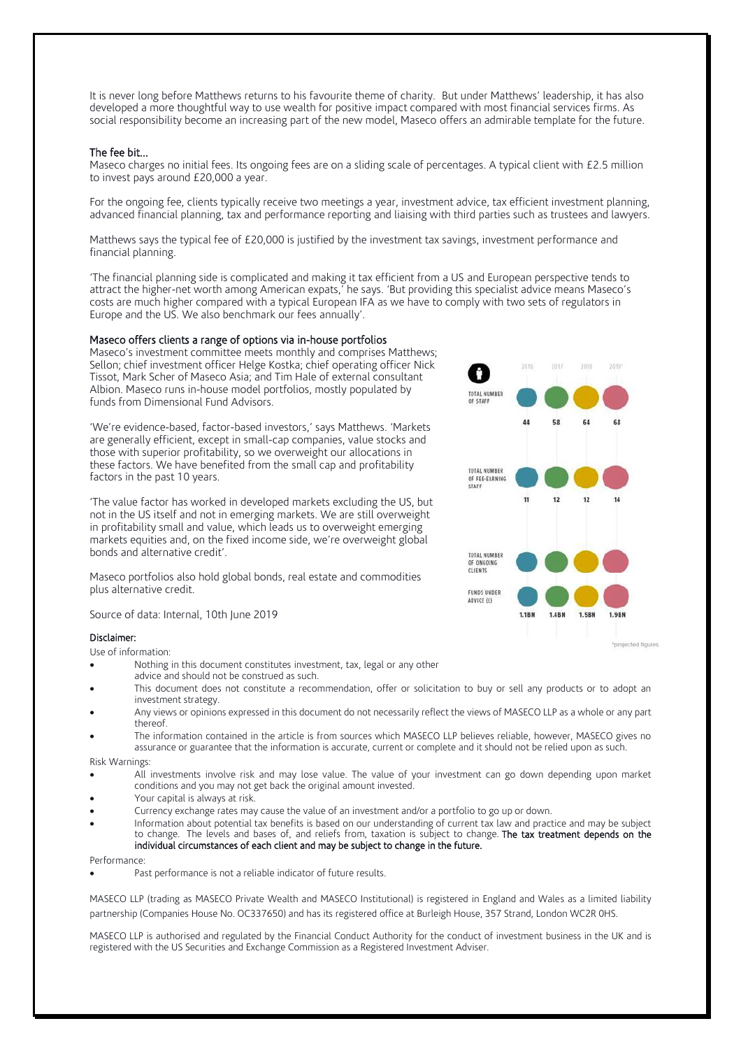It is never long before Matthews returns to his favourite theme of charity. But under Matthews' leadership, it has also developed a more thoughtful way to use wealth for positive impact compared with most financial services firms. As social responsibility become an increasing part of the new model, Maseco offers an admirable template for the future.

### The fee bit…

Maseco charges no initial fees. Its ongoing fees are on a sliding scale of percentages. A typical client with £2.5 million to invest pays around £20,000 a year.

For the ongoing fee, clients typically receive two meetings a year, investment advice, tax efficient investment planning, advanced financial planning, tax and performance reporting and liaising with third parties such as trustees and lawyers.

Matthews says the typical fee of £20,000 is justified by the investment tax savings, investment performance and financial planning.

'The financial planning side is complicated and making it tax efficient from a US and European perspective tends to attract the higher-net worth among American expats,' he says. 'But providing this specialist advice means Maseco's costs are much higher compared with a typical European IFA as we have to comply with two sets of regulators in Europe and the US. We also benchmark our fees annually'.

### Maseco offers clients a range of options via in-house portfolios

Maseco's investment committee meets monthly and comprises Matthews; Sellon; chief investment officer Helge Kostka; chief operating officer Nick Tissot, Mark Scher of Maseco Asia; and Tim Hale of external consultant Albion. Maseco runs in-house model portfolios, mostly populated by funds from Dimensional Fund Advisors.

'We're evidence-based, factor-based investors,' says Matthews. 'Markets are generally efficient, except in small-cap companies, value stocks and those with superior profitability, so we overweight our allocations in these factors. We have benefited from the small cap and profitability factors in the past 10 years.

'The value factor has worked in developed markets excluding the US, but not in the US itself and not in emerging markets. We are still overweight in profitability small and value, which leads us to overweight emerging markets equities and, on the fixed income side, we're overweight global bonds and alternative credit'.

Maseco portfolios also hold global bonds, real estate and commodities plus alternative credit.

2016 2017 2018 2019*

TOTAL NUMBER OF STAFF

44 58 64 68

TOTAL NUMBER OF FEE-EARNING STAFF

11 12 12 14

TOTAL NUMBER OF ONGOING CLIENTS

FUNDS UNDER ADVICE (£)

1.1BN 1.4BN 1.5BN 1.9BN

*projected figures

Source of data: Internal, 10th June 2019

### Disclaimer:

Use of information:

- Nothing in this document constitutes investment, tax, legal or any other advice and should not be construed as such.
- This document does not constitute a recommendation, offer or solicitation to buy or sell any products or to adopt an investment strategy.
- Any views or opinions expressed in this document do not necessarily reflect the views of MASECO LLP as a whole or any part thereof.
- The information contained in the article is from sources which MASECO LLP believes reliable, however, MASECO gives no assurance or guarantee that the information is accurate, current or complete and it should not be relied upon as such.

Risk Warnings:

- All investments involve risk and may lose value. The value of your investment can go down depending upon market conditions and you may not get back the original amount invested.
- Your capital is always at risk.
- Currency exchange rates may cause the value of an investment and/or a portfolio to go up or down.
- Information about potential tax benefits is based on our understanding of current tax law and practice and may be subject to change. The levels and bases of, and reliefs from, taxation is subject to change. The tax treatment depends on the individual circumstances of each client and may be subject to change in the future.

Performance:

- Past performance is not a reliable indicator of future results.

MASECO LLP (trading as MASECO Private Wealth and MASECO Institutional) is registered in England and Wales as a limited liability partnership (Companies House No. OC337650) and has its registered office at Burleigh House, 357 Strand, London WC2R 0HS.

MASECO LLP is authorised and regulated by the Financial Conduct Authority for the conduct of investment business in the UK and is registered with the US Securities and Exchange Commission as a Registered Investment Adviser.